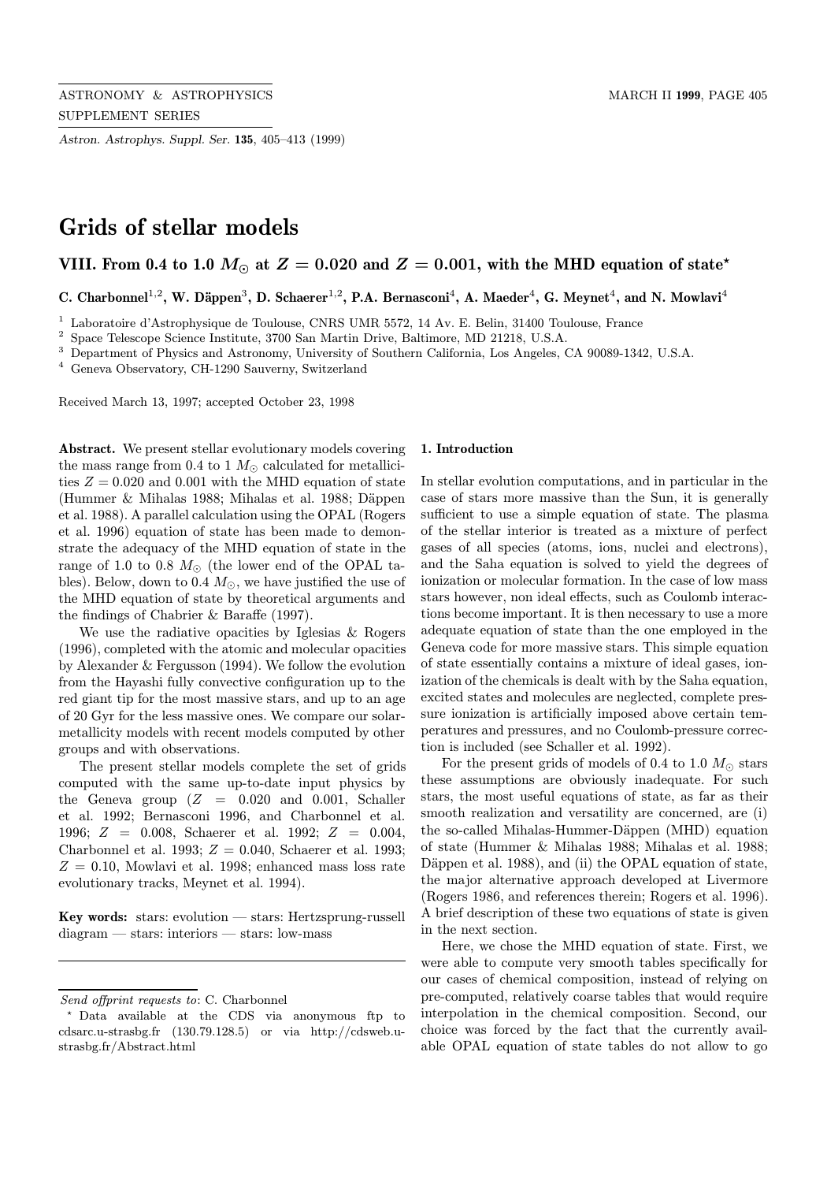# Grids of stellar models

## VIII. From 0.4 to 1.0 $M_\odot$ at $Z = 0.020$ and $Z = 0.001$, with the MHD equation of state*

**C. Charbonnel[1,2], W. Däppen[3], D. Schaerer[1,2], P.A. Bernasconi[4], A. Maeder[4], G. Meynet[4], and N. Mowlavi[4]**

[1] Laboratoire d'Astrophysique de Toulouse, CNRS UMR 5572, 14 Av. E. Belin, 31400 Toulouse, France
[2] Space Telescope Science Institute, 3700 San Martin Drive, Baltimore, MD 21218, U.S.A.
[3] Department of Physics and Astronomy, University of Southern California, Los Angeles, CA 90089-1342, U.S.A.
[4] Geneva Observatory, CH-1290 Sauverny, Switzerland

Received March 13, 1997; accepted October 23, 1998

**Abstract.** We present stellar evolutionary models covering the mass range from 0.4 to 1 $M_\odot$ calculated for metallicities $Z = 0.020$ and 0.001 with the MHD equation of state (Hummer & Mihalas 1988; Mihalas et al. 1988; Däppen et al. 1988). A parallel calculation using the OPAL (Rogers et al. 1996) equation of state has been made to demonstrate the adequacy of the MHD equation of state in the range of 1.0 to 0.8 $M_\odot$ (the lower end of the OPAL tables). Below, down to 0.4 $M_\odot$, we have justified the use of the MHD equation of state by theoretical arguments and the findings of Chabrier & Baraffe (1997).

We use the radiative opacities by Iglesias & Rogers (1996), completed with the atomic and molecular opacities by Alexander & Fergusson (1994). We follow the evolution from the Hayashi fully convective configuration up to the red giant tip for the most massive stars, and up to an age of 20 Gyr for the less massive ones. We compare our solar-metallicity models with recent models computed by other groups and with observations.

The present stellar models complete the set of grids computed with the same up-to-date input physics by the Geneva group ($Z = 0.020$ and 0.001, Schaller et al. 1992; Bernasconi 1996, and Charbonnel et al. 1996; $Z = 0.008$, Schaerer et al. 1992; $Z = 0.004$, Charbonnel et al. 1993; $Z = 0.040$, Schaerer et al. 1993; $Z = 0.10$, Mowlavi et al. 1998; enhanced mass loss rate evolutionary tracks, Meynet et al. 1994).

**Key words:** stars: evolution — stars: Hertzsprung-russell diagram — stars: interiors — stars: low-mass

*Send offprint requests to*: C. Charbonnel

* Data available at the CDS via anonymous ftp to cdsarc.u-strasbg.fr (130.79.128.5) or via http://cdsweb.u-strasbg.fr/Abstract.html

## 1. Introduction

In stellar evolution computations, and in particular in the case of stars more massive than the Sun, it is generally sufficient to use a simple equation of state. The plasma of the stellar interior is treated as a mixture of perfect gases of all species (atoms, ions, nuclei and electrons), and the Saha equation is solved to yield the degrees of ionization or molecular formation. In the case of low mass stars however, non ideal effects, such as Coulomb interactions become important. It is then necessary to use a more adequate equation of state than the one employed in the Geneva code for more massive stars. This simple equation of state essentially contains a mixture of ideal gases, ionization of the chemicals is dealt with by the Saha equation, excited states and molecules are neglected, complete pressure ionization is artificially imposed above certain temperatures and pressures, and no Coulomb-pressure correction is included (see Schaller et al. 1992).

For the present grids of models of 0.4 to 1.0 $M_\odot$ stars these assumptions are obviously inadequate. For such stars, the most useful equations of state, as far as their smooth realization and versatility are concerned, are (i) the so-called Mihalas-Hummer-Däppen (MHD) equation of state (Hummer & Mihalas 1988; Mihalas et al. 1988; Däppen et al. 1988), and (ii) the OPAL equation of state, the major alternative approach developed at Livermore (Rogers 1986, and references therein; Rogers et al. 1996). A brief description of these two equations of state is given in the next section.

Here, we chose the MHD equation of state. First, we were able to compute very smooth tables specifically for our cases of chemical composition, instead of relying on pre-computed, relatively coarse tables that would require interpolation in the chemical composition. Second, our choice was forced by the fact that the currently available OPAL equation of state tables do not allow to go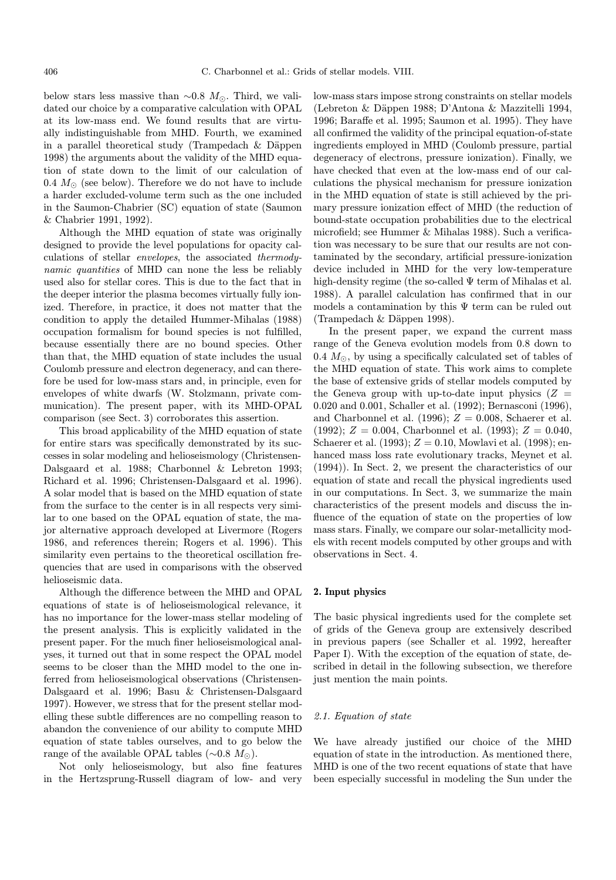below stars less massive than $\sim$0.8 $M_\odot$. Third, we validated our choice by a comparative calculation with OPAL at its low-mass end. We found results that are virtually indistinguishable from MHD. Fourth, we examined in a parallel theoretical study (Trampedach & Däppen 1998) the arguments about the validity of the MHD equation of state down to the limit of our calculation of 0.4 $M_\odot$ (see below). Therefore we do not have to include a harder excluded-volume term such as the one included in the Saumon-Chabrier (SC) equation of state (Saumon & Chabrier 1991, 1992).

Although the MHD equation of state was originally designed to provide the level populations for opacity calculations of stellar *envelopes*, the associated *thermodynamic quantities* of MHD can none the less be reliably used also for stellar cores. This is due to the fact that in the deeper interior the plasma becomes virtually fully ionized. Therefore, in practice, it does not matter that the condition to apply the detailed Hummer-Mihalas (1988) occupation formalism for bound species is not fulfilled, because essentially there are no bound species. Other than that, the MHD equation of state includes the usual Coulomb pressure and electron degeneracy, and can therefore be used for low-mass stars and, in principle, even for envelopes of white dwarfs (W. Stolzmann, private communication). The present paper, with its MHD-OPAL comparison (see Sect. 3) corroborates this assertion.

This broad applicability of the MHD equation of state for entire stars was specifically demonstrated by its successes in solar modeling and helioseismology (Christensen-Dalsgaard et al. 1988; Charbonnel & Lebreton 1993; Richard et al. 1996; Christensen-Dalsgaard et al. 1996). A solar model that is based on the MHD equation of state from the surface to the center is in all respects very similar to one based on the OPAL equation of state, the major alternative approach developed at Livermore (Rogers 1986, and references therein; Rogers et al. 1996). This similarity even pertains to the theoretical oscillation frequencies that are used in comparisons with the observed helioseismic data.

Although the difference between the MHD and OPAL equations of state is of helioseismological relevance, it has no importance for the lower-mass stellar modeling of the present analysis. This is explicitly validated in the present paper. For the much finer helioseismological analyses, it turned out that in some respect the OPAL model seems to be closer than the MHD model to the one inferred from helioseismological observations (Christensen-Dalsgaard et al. 1996; Basu & Christensen-Dalsgaard 1997). However, we stress that for the present stellar modelling these subtle differences are no compelling reason to abandon the convenience of our ability to compute MHD equation of state tables ourselves, and to go below the range of the available OPAL tables ($\sim$0.8 $M_\odot$).

Not only helioseismology, but also fine features in the Hertzsprung-Russell diagram of low- and very low-mass stars impose strong constraints on stellar models (Lebreton & Däppen 1988; D'Antona & Mazzitelli 1994, 1996; Baraffe et al. 1995; Saumon et al. 1995). They have all confirmed the validity of the principal equation-of-state ingredients employed in MHD (Coulomb pressure, partial degeneracy of electrons, pressure ionization). Finally, we have checked that even at the low-mass end of our calculations the physical mechanism for pressure ionization in the MHD equation of state is still achieved by the primary pressure ionization effect of MHD (the reduction of bound-state occupation probabilities due to the electrical microfield; see Hummer & Mihalas 1988). Such a verification was necessary to be sure that our results are not contaminated by the secondary, artificial pressure-ionization device included in MHD for the very low-temperature high-density regime (the so-called $\Psi$ term of Mihalas et al. 1988). A parallel calculation has confirmed that in our models a contamination by this $\Psi$ term can be ruled out (Trampedach & Däppen 1998).

In the present paper, we expand the current mass range of the Geneva evolution models from 0.8 down to 0.4 $M_\odot$, by using a specifically calculated set of tables of the MHD equation of state. This work aims to complete the base of extensive grids of stellar models computed by the Geneva group with up-to-date input physics ($Z$ = 0.020 and 0.001, Schaller et al. (1992); Bernasconi (1996), and Charbonnel et al. (1996); $Z$ = 0.008, Schaerer et al. (1992); $Z$ = 0.004, Charbonnel et al. (1993); $Z$ = 0.040, Schaerer et al. (1993); $Z$ = 0.10, Mowlavi et al. (1998); enhanced mass loss rate evolutionary tracks, Meynet et al. (1994)). In Sect. 2, we present the characteristics of our equation of state and recall the physical ingredients used in our computations. In Sect. 3, we summarize the main characteristics of the present models and discuss the influence of the equation of state on the properties of low mass stars. Finally, we compare our solar-metallicity models with recent models computed by other groups and with observations in Sect. 4.

## 2. Input physics

The basic physical ingredients used for the complete set of grids of the Geneva group are extensively described in previous papers (see Schaller et al. 1992, hereafter Paper I). With the exception of the equation of state, described in detail in the following subsection, we therefore just mention the main points.

### 2.1. Equation of state

We have already justified our choice of the MHD equation of state in the introduction. As mentioned there, MHD is one of the two recent equations of state that have been especially successful in modeling the Sun under the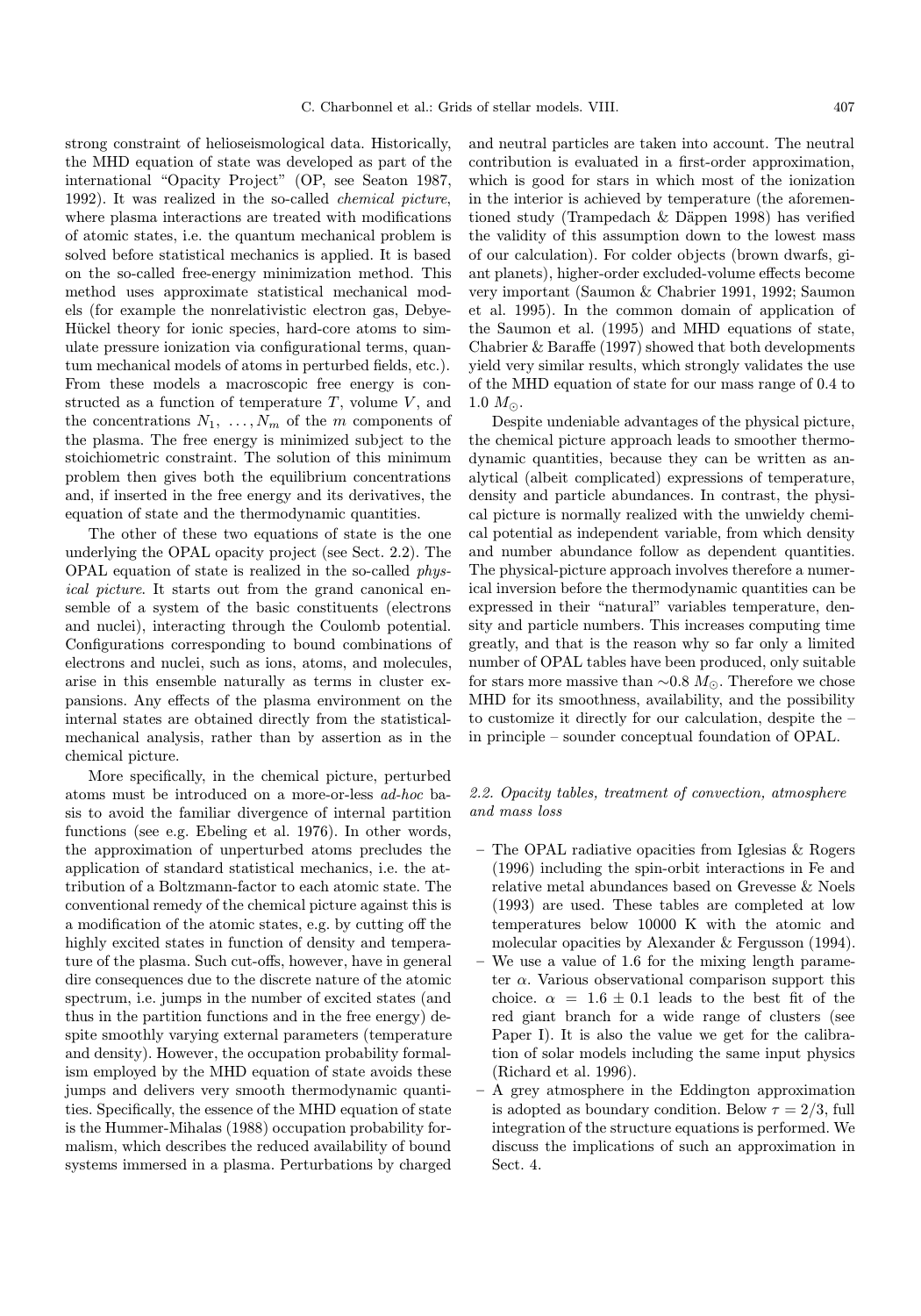strong constraint of helioseismological data. Historically, the MHD equation of state was developed as part of the international "Opacity Project" (OP, see Seaton 1987, 1992). It was realized in the so-called *chemical picture*, where plasma interactions are treated with modifications of atomic states, i.e. the quantum mechanical problem is solved before statistical mechanics is applied. It is based on the so-called free-energy minimization method. This method uses approximate statistical mechanical models (for example the nonrelativistic electron gas, Debye-Hückel theory for ionic species, hard-core atoms to simulate pressure ionization via configurational terms, quantum mechanical models of atoms in perturbed fields, etc.). From these models a macroscopic free energy is constructed as a function of temperature $T$, volume $V$, and the concentrations $N_1, \ldots, N_m$ of the $m$ components of the plasma. The free energy is minimized subject to the stoichiometric constraint. The solution of this minimum problem then gives both the equilibrium concentrations and, if inserted in the free energy and its derivatives, the equation of state and the thermodynamic quantities.

The other of these two equations of state is the one underlying the OPAL opacity project (see Sect. 2.2). The OPAL equation of state is realized in the so-called *physical picture*. It starts out from the grand canonical ensemble of a system of the basic constituents (electrons and nuclei), interacting through the Coulomb potential. Configurations corresponding to bound combinations of electrons and nuclei, such as ions, atoms, and molecules, arise in this ensemble naturally as terms in cluster expansions. Any effects of the plasma environment on the internal states are obtained directly from the statistical-mechanical analysis, rather than by assertion as in the chemical picture.

More specifically, in the chemical picture, perturbed atoms must be introduced on a more-or-less *ad-hoc* basis to avoid the familiar divergence of internal partition functions (see e.g. Ebeling et al. 1976). In other words, the approximation of unperturbed atoms precludes the application of standard statistical mechanics, i.e. the attribution of a Boltzmann-factor to each atomic state. The conventional remedy of the chemical picture against this is a modification of the atomic states, e.g. by cutting off the highly excited states in function of density and temperature of the plasma. Such cut-offs, however, have in general dire consequences due to the discrete nature of the atomic spectrum, i.e. jumps in the number of excited states (and thus in the partition functions and in the free energy) despite smoothly varying external parameters (temperature and density). However, the occupation probability formalism employed by the MHD equation of state avoids these jumps and delivers very smooth thermodynamic quantities. Specifically, the essence of the MHD equation of state is the Hummer-Mihalas (1988) occupation probability formalism, which describes the reduced availability of bound systems immersed in a plasma. Perturbations by charged and neutral particles are taken into account. The neutral contribution is evaluated in a first-order approximation, which is good for stars in which most of the ionization in the interior is achieved by temperature (the aforementioned study (Trampedach & Däppen 1998) has verified the validity of this assumption down to the lowest mass of our calculation). For colder objects (brown dwarfs, giant planets), higher-order excluded-volume effects become very important (Saumon & Chabrier 1991, 1992; Saumon et al. 1995). In the common domain of application of the Saumon et al. (1995) and MHD equations of state, Chabrier & Baraffe (1997) showed that both developments yield very similar results, which strongly validates the use of the MHD equation of state for our mass range of 0.4 to 1.0 $M_\odot$.

Despite undeniable advantages of the physical picture, the chemical picture approach leads to smoother thermodynamic quantities, because they can be written as analytical (albeit complicated) expressions of temperature, density and particle abundances. In contrast, the physical picture is normally realized with the unwieldy chemical potential as independent variable, from which density and number abundance follow as dependent quantities. The physical-picture approach involves therefore a numerical inversion before the thermodynamic quantities can be expressed in their "natural" variables temperature, density and particle numbers. This increases computing time greatly, and that is the reason why so far only a limited number of OPAL tables have been produced, only suitable for stars more massive than $\sim$0.8 $M_\odot$. Therefore we chose MHD for its smoothness, availability, and the possibility to customize it directly for our calculation, despite the – in principle – sounder conceptual foundation of OPAL.

### 2.2. Opacity tables, treatment of convection, atmosphere and mass loss

- The OPAL radiative opacities from Iglesias & Rogers (1996) including the spin-orbit interactions in Fe and relative metal abundances based on Grevesse & Noels (1993) are used. These tables are completed at low temperatures below 10000 K with the atomic and molecular opacities by Alexander & Fergusson (1994).
- We use a value of 1.6 for the mixing length parameter $\alpha$. Various observational comparison support this choice. $\alpha = 1.6 \pm 0.1$ leads to the best fit of the red giant branch for a wide range of clusters (see Paper I). It is also the value we get for the calibration of solar models including the same input physics (Richard et al. 1996).
- A grey atmosphere in the Eddington approximation is adopted as boundary condition. Below $\tau = 2/3$, full integration of the structure equations is performed. We discuss the implications of such an approximation in Sect. 4.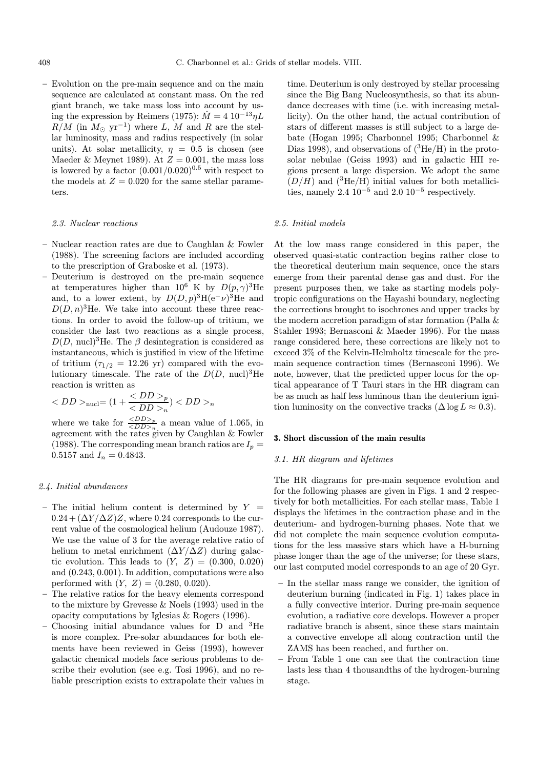- Evolution on the pre-main sequence and on the main sequence are calculated at constant mass. On the red giant branch, we take mass loss into account by using the expression by Reimers (1975): $\dot{M} = 4\ 10^{-13}\eta L$ $R/M$ (in $M_\odot$ yr$^{-1}$) where $L$, $M$ and $R$ are the stellar luminosity, mass and radius respectively (in solar units). At solar metallicity, $\eta = 0.5$ is chosen (see Maeder & Meynet 1989). At $Z = 0.001$, the mass loss is lowered by a factor $(0.001/0.020)^{0.5}$ with respect to the models at $Z = 0.020$ for the same stellar parameters.

*2.3. Nuclear reactions*

- Nuclear reaction rates are due to Caughlan & Fowler (1988). The screening factors are included according to the prescription of Graboske et al. (1973).
- Deuterium is destroyed on the pre-main sequence at temperatures higher than $10^6$ K by $D(p,\gamma)^3$He and, to a lower extent, by $D(D,p)^3$H$(e^-\nu)^3$He and $D(D,n)^3$He. We take into account these three reactions. In order to avoid the follow-up of tritium, we consider the last two reactions as a single process, $D(D,$ nucl$)^3$He. The $\beta$ desintegration is considered as instantaneous, which is justified in view of the lifetime of tritium ($\tau_{1/2} = 12.26$ yr) compared with the evolutionary timescale. The rate of the $D(D,$ nucl$)^3$He reaction is written as

$$< DD >_{\rm nucl} = (1 + \frac{< DD >_p}{< DD >_n}) < DD >_n$$

where we take for $\frac{<DD>_p}{<DD>_n}$ a mean value of 1.065, in agreement with the rates given by Caughlan & Fowler (1988). The corresponding mean branch ratios are $I_p = 0.5157$ and $I_n = 0.4843$.

*2.4. Initial abundances*

- The initial helium content is determined by $Y = 0.24 + (\Delta Y/\Delta Z)Z$, where 0.24 corresponds to the current value of the cosmological helium (Audouze 1987). We use the value of 3 for the average relative ratio of helium to metal enrichment ($\Delta Y/\Delta Z$) during galactic evolution. This leads to $(Y,\ Z) = (0.300,\ 0.020)$ and $(0.243,\ 0.001)$. In addition, computations were also performed with $(Y,\ Z) = (0.280,\ 0.020)$.
- The relative ratios for the heavy elements correspond to the mixture by Grevesse & Noels (1993) used in the opacity computations by Iglesias & Rogers (1996).
- Choosing initial abundance values for D and $^3$He is more complex. Pre-solar abundances for both elements have been reviewed in Geiss (1993), however galactic chemical models face serious problems to describe their evolution (see e.g. Tosi 1996), and no reliable prescription exists to extrapolate their values in time. Deuterium is only destroyed by stellar processing since the Big Bang Nucleosynthesis, so that its abundance decreases with time (i.e. with increasing metallicity). On the other hand, the actual contribution of stars of different masses is still subject to a large debate (Hogan 1995; Charbonnel 1995; Charbonnel & Dias 1998), and observations of ($^3$He/H) in the protosolar nebulae (Geiss 1993) and in galactic HII regions present a large dispersion. We adopt the same $(D/H)$ and ($^3$He/H) initial values for both metallicities, namely 2.4 $10^{-5}$ and 2.0 $10^{-5}$ respectively.

*2.5. Initial models*

At the low mass range considered in this paper, the observed quasi-static contraction begins rather close to the theoretical deuterium main sequence, once the stars emerge from their parental dense gas and dust. For the present purposes then, we take as starting models polytropic configurations on the Hayashi boundary, neglecting the corrections brought to isochrones and upper tracks by the modern accretion paradigm of star formation (Palla & Stahler 1993; Bernasconi & Maeder 1996). For the mass range considered here, these corrections are likely not to exceed 3% of the Kelvin-Helmholtz timescale for the pre-main sequence contraction times (Bernasconi 1996). We note, however, that the predicted upper locus for the optical appearance of T Tauri stars in the HR diagram can be as much as half less luminous than the deuterium ignition luminosity on the convective tracks ($\Delta \log L \approx 0.3$).

## 3. Short discussion of the main results

*3.1. HR diagram and lifetimes*

The HR diagrams for pre-main sequence evolution and for the following phases are given in Figs. 1 and 2 respectively for both metallicities. For each stellar mass, Table 1 displays the lifetimes in the contraction phase and in the deuterium- and hydrogen-burning phases. Note that we did not complete the main sequence evolution computations for the less massive stars which have a H-burning phase longer than the age of the universe; for these stars, our last computed model corresponds to an age of 20 Gyr.

- In the stellar mass range we consider, the ignition of deuterium burning (indicated in Fig. 1) takes place in a fully convective interior. During pre-main sequence evolution, a radiative core develops. However a proper radiative branch is absent, since these stars maintain a convective envelope all along contraction until the ZAMS has been reached, and further on.
- From Table 1 one can see that the contraction time lasts less than 4 thousandths of the hydrogen-burning stage.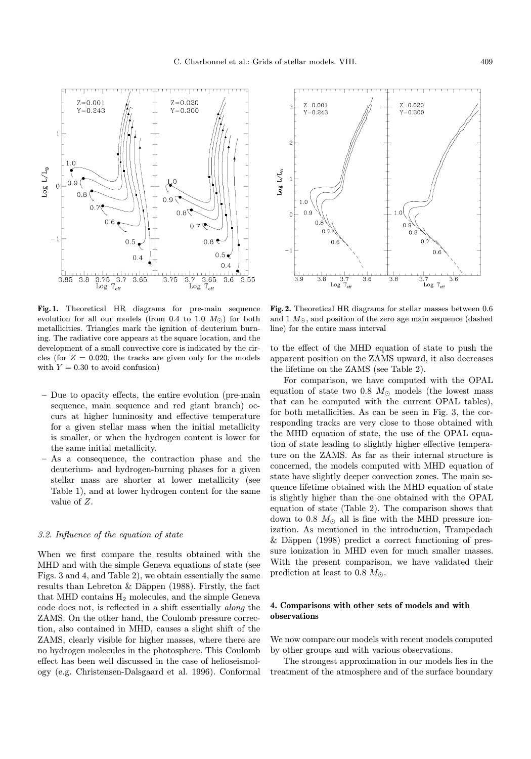**Fig. 1.** Theoretical HR diagrams for pre-main sequence evolution for all our models (from 0.4 to 1.0 $M_{\odot}$) for both metallicities. Triangles mark the ignition of deuterium burning. The radiative core appears at the square location, and the development of a small convective core is indicated by the circles (for $Z = 0.020$, the tracks are given only for the models with $Y = 0.30$ to avoid confusion)

**Fig. 2.** Theoretical HR diagrams for stellar masses between 0.6 and 1 $M_{\odot}$, and position of the zero age main sequence (dashed line) for the entire mass interval

- Due to opacity effects, the entire evolution (pre-main sequence, main sequence and red giant branch) occurs at higher luminosity and effective temperature for a given stellar mass when the initial metallicity is smaller, or when the hydrogen content is lower for the same initial metallicity.
- As a consequence, the contraction phase and the deuterium- and hydrogen-burning phases for a given stellar mass are shorter at lower metallicity (see Table 1), and at lower hydrogen content for the same value of $Z$.

### 3.2. Influence of the equation of state

When we first compare the results obtained with the MHD and with the simple Geneva equations of state (see Figs. 3 and 4, and Table 2), we obtain essentially the same results than Lebreton & Däppen (1988). Firstly, the fact that MHD contains $H_2$ molecules, and the simple Geneva code does not, is reflected in a shift essentially *along* the ZAMS. On the other hand, the Coulomb pressure correction, also contained in MHD, causes a slight shift of the ZAMS, clearly visible for higher masses, where there are no hydrogen molecules in the photosphere. This Coulomb effect has been well discussed in the case of helioseismology (e.g. Christensen-Dalsgaard et al. 1996). Conformal to the effect of the MHD equation of state to push the apparent position on the ZAMS upward, it also decreases the lifetime on the ZAMS (see Table 2).

For comparison, we have computed with the OPAL equation of state two 0.8 $M_{\odot}$ models (the lowest mass that can be computed with the current OPAL tables), for both metallicities. As can be seen in Fig. 3, the corresponding tracks are very close to those obtained with the MHD equation of state, the use of the OPAL equation of state leading to slightly higher effective temperature on the ZAMS. As far as their internal structure is concerned, the models computed with MHD equation of state have slightly deeper convection zones. The main sequence lifetime obtained with the MHD equation of state is slightly higher than the one obtained with the OPAL equation of state (Table 2). The comparison shows that down to 0.8 $M_{\odot}$ all is fine with the MHD pressure ionization. As mentioned in the introduction, Trampedach & Däppen (1998) predict a correct functioning of pressure ionization in MHD even for much smaller masses. With the present comparison, we have validated their prediction at least to 0.8 $M_{\odot}$.

## 4. Comparisons with other sets of models and with observations

We now compare our models with recent models computed by other groups and with various observations.

The strongest approximation in our models lies in the treatment of the atmosphere and of the surface boundary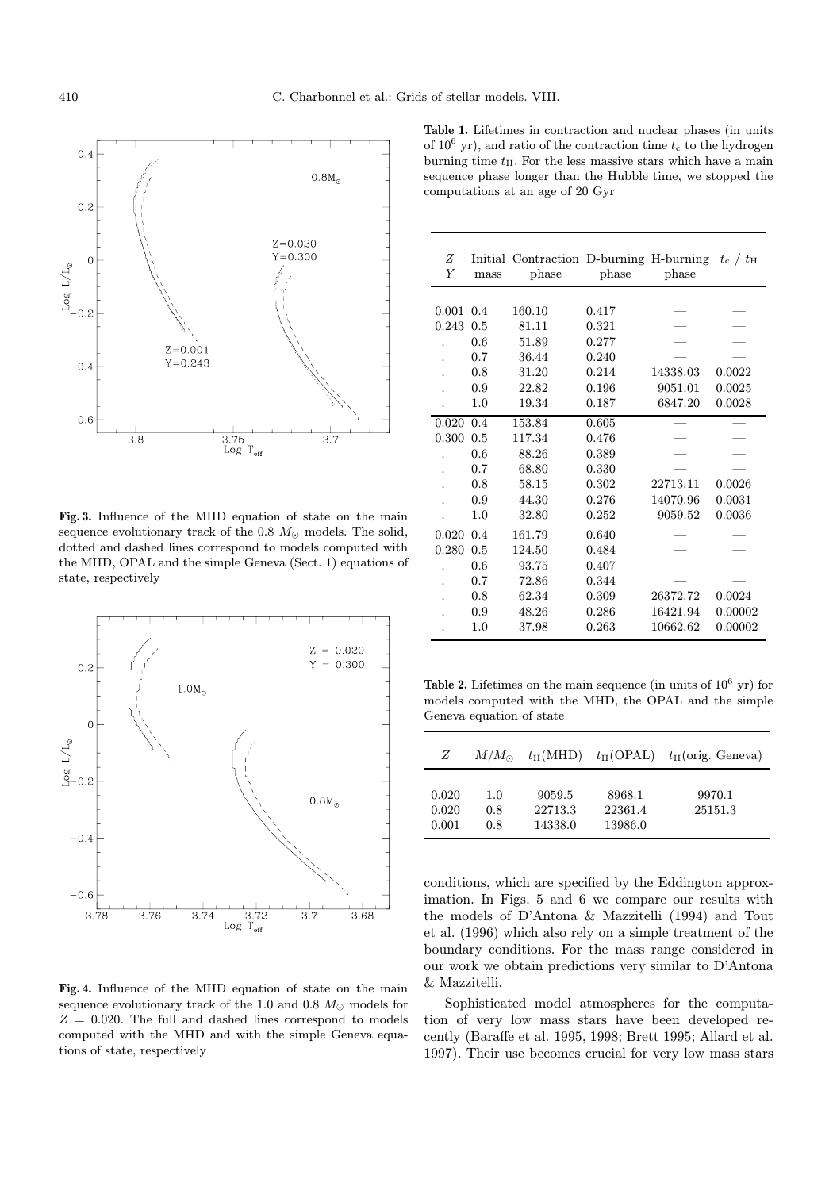**Fig. 3.** Influence of the MHD equation of state on the main sequence evolutionary track of the 0.8 $M_\odot$ models. The solid, dotted and dashed lines correspond to models computed with the MHD, OPAL and the simple Geneva (Sect. 1) equations of state, respectively

**Fig. 4.** Influence of the MHD equation of state on the main sequence evolutionary track of the 1.0 and 0.8 $M_\odot$ models for $Z = 0.020$. The full and dashed lines correspond to models computed with the MHD and with the simple Geneva equations of state, respectively

**Table 1.** Lifetimes in contraction and nuclear phases (in units of $10^6$ yr), and ratio of the contraction time $t_c$ to the hydrogen burning time $t_H$. For the less massive stars which have a main sequence phase longer than the Hubble time, we stopped the computations at an age of 20 Gyr

| $Z$ $Y$ | Initial mass | Contraction phase | D-burning phase | H-burning phase | $t_c$ / $t_H$ |
|---|---|---|---|---|---|
| 0.001 | 0.4 | 160.10 | 0.417 | — | — |
| 0.243 | 0.5 | 81.11 | 0.321 | — | — |
| . | 0.6 | 51.89 | 0.277 | — | — |
| . | 0.7 | 36.44 | 0.240 | — | — |
| . | 0.8 | 31.20 | 0.214 | 14338.03 | 0.0022 |
| . | 0.9 | 22.82 | 0.196 | 9051.01 | 0.0025 |
| . | 1.0 | 19.34 | 0.187 | 6847.20 | 0.0028 |
| 0.020 | 0.4 | 153.84 | 0.605 | — | — |
| 0.300 | 0.5 | 117.34 | 0.476 | — | — |
| . | 0.6 | 88.26 | 0.389 | — | — |
| . | 0.7 | 68.80 | 0.330 | — | — |
| . | 0.8 | 58.15 | 0.302 | 22713.11 | 0.0026 |
| . | 0.9 | 44.30 | 0.276 | 14070.96 | 0.0031 |
| . | 1.0 | 32.80 | 0.252 | 9059.52 | 0.0036 |
| 0.020 | 0.4 | 161.79 | 0.640 | — | — |
| 0.280 | 0.5 | 124.50 | 0.484 | — | — |
| . | 0.6 | 93.75 | 0.407 | — | — |
| . | 0.7 | 72.86 | 0.344 | — | — |
| . | 0.8 | 62.34 | 0.309 | 26372.72 | 0.0024 |
| . | 0.9 | 48.26 | 0.286 | 16421.94 | 0.00002 |
| . | 1.0 | 37.98 | 0.263 | 10662.62 | 0.00002 |

**Table 2.** Lifetimes on the main sequence (in units of $10^6$ yr) for models computed with the MHD, the OPAL and the simple Geneva equation of state

| $Z$ | $M/M_\odot$ | $t_H$(MHD) | $t_H$(OPAL) | $t_H$(orig. Geneva) |
|---|---|---|---|---|
| 0.020 | 1.0 | 9059.5 | 8968.1 | 9970.1 |
| 0.020 | 0.8 | 22713.3 | 22361.4 | 25151.3 |
| 0.001 | 0.8 | 14338.0 | 13986.0 | |

conditions, which are specified by the Eddington approximation. In Figs. 5 and 6 we compare our results with the models of D'Antona & Mazzitelli (1994) and Tout et al. (1996) which also rely on a simple treatment of the boundary conditions. For the mass range considered in our work we obtain predictions very similar to D'Antona & Mazzitelli.

Sophisticated model atmospheres for the computation of very low mass stars have been developed recently (Baraffe et al. 1995, 1998; Brett 1995; Allard et al. 1997). Their use becomes crucial for very low mass stars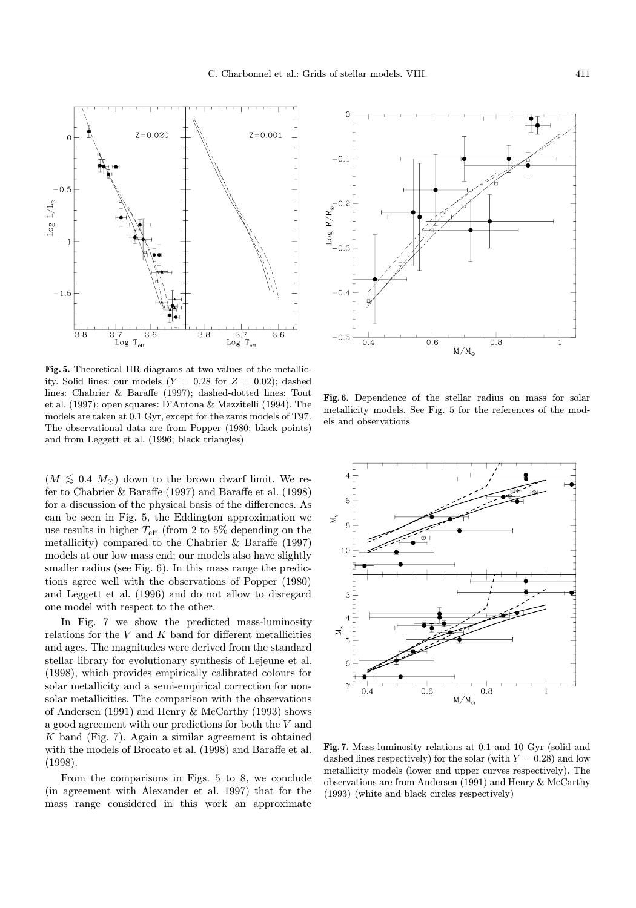**Fig. 5.** Theoretical HR diagrams at two values of the metallicity. Solid lines: our models ($Y = 0.28$ for $Z = 0.02$); dashed lines: Chabrier & Baraffe (1997); dashed-dotted lines: Tout et al. (1997); open squares: D'Antona & Mazzitelli (1994). The models are taken at 0.1 Gyr, except for the zams models of T97. The observational data are from Popper (1980; black points) and from Leggett et al. (1996; black triangles)

**Fig. 6.** Dependence of the stellar radius on mass for solar metallicity models. See Fig. 5 for the references of the models and observations

($M \lesssim 0.4\ M_\odot$) down to the brown dwarf limit. We refer to Chabrier & Baraffe (1997) and Baraffe et al. (1998) for a discussion of the physical basis of the differences. As can be seen in Fig. 5, the Eddington approximation we use results in higher $T_{\rm eff}$ (from 2 to 5% depending on the metallicity) compared to the Chabrier & Baraffe (1997) models at our low mass end; our models also have slightly smaller radius (see Fig. 6). In this mass range the predictions agree well with the observations of Popper (1980) and Leggett et al. (1996) and do not allow to disregard one model with respect to the other.

In Fig. 7 we show the predicted mass-luminosity relations for the $V$ and $K$ band for different metallicities and ages. The magnitudes were derived from the standard stellar library for evolutionary synthesis of Lejeune et al. (1998), which provides empirically calibrated colours for solar metallicity and a semi-empirical correction for non-solar metallicities. The comparison with the observations of Andersen (1991) and Henry & McCarthy (1993) shows a good agreement with our predictions for both the $V$ and $K$ band (Fig. 7). Again a similar agreement is obtained with the models of Brocato et al. (1998) and Baraffe et al. (1998).

From the comparisons in Figs. 5 to 8, we conclude (in agreement with Alexander et al. 1997) that for the mass range considered in this work an approximate

**Fig. 7.** Mass-luminosity relations at 0.1 and 10 Gyr (solid and dashed lines respectively) for the solar (with $Y = 0.28$) and low metallicity models (lower and upper curves respectively). The observations are from Andersen (1991) and Henry & McCarthy (1993) (white and black circles respectively)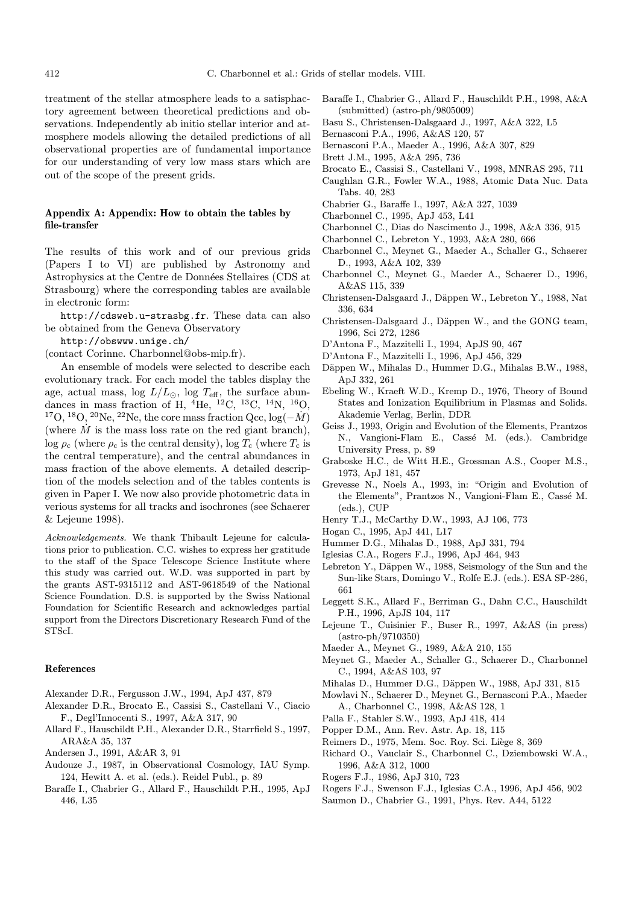treatment of the stellar atmosphere leads to a satisphactory agreement between theoretical predictions and observations. Independently ab initio stellar interior and atmosphere models allowing the detailed predictions of all observational properties are of fundamental importance for our understanding of very low mass stars which are out of the scope of the present grids.

## Appendix A: Appendix: How to obtain the tables by file-transfer

The results of this work and of our previous grids (Papers I to VI) are published by Astronomy and Astrophysics at the Centre de Données Stellaires (CDS at Strasbourg) where the corresponding tables are available in electronic form:

`http://cdsweb.u-strasbg.fr`. These data can also be obtained from the Geneva Observatory

`http://obswww.unige.ch/`

(contact Corinne. Charbonnel@obs-mip.fr).

An ensemble of models were selected to describe each evolutionary track. For each model the tables display the age, actual mass, $\log L/L_{\odot}$, $\log T_{\rm eff}$, the surface abundances in mass fraction of H, $^{4}$He, $^{12}$C, $^{13}$C, $^{14}$N, $^{16}$O, $^{17}$O, $^{18}$O, $^{20}$Ne, $^{22}$Ne, the core mass fraction Qcc, $\log(-\dot{M})$ (where $\dot{M}$ is the mass loss rate on the red giant branch), $\log \rho_{\rm c}$ (where $\rho_{\rm c}$ is the central density), $\log T_{\rm c}$ (where $T_{\rm c}$ is the central temperature), and the central abundances in mass fraction of the above elements. A detailed description of the models selection and of the tables contents is given in Paper I. We now also provide photometric data in verious systems for all tracks and isochrones (see Schaerer & Lejeune 1998).

*Acknowledgements.* We thank Thibault Lejeune for calculations prior to publication. C.C. wishes to express her gratitude to the staff of the Space Telescope Science Institute where this study was carried out. W.D. was supported in part by the grants AST-9315112 and AST-9618549 of the National Science Foundation. D.S. is supported by the Swiss National Foundation for Scientific Research and acknowledges partial support from the Directors Discretionary Research Fund of the STScI.

## References

Alexander D.R., Fergusson J.W., 1994, ApJ 437, 879

Alexander D.R., Brocato E., Cassisi S., Castellani V., Ciacio F., Degl'Innocenti S., 1997, A&A 317, 90

Allard F., Hauschildt P.H., Alexander D.R., Starrfield S., 1997, ARA&A 35, 137

Andersen J., 1991, A&AR 3, 91

Audouze J., 1987, in Observational Cosmology, IAU Symp. 124, Hewitt A. et al. (eds.). Reidel Publ., p. 89

Baraffe I., Chabrier G., Allard F., Hauschildt P.H., 1995, ApJ 446, L35

Baraffe I., Chabrier G., Allard F., Hauschildt P.H., 1998, A&A (submitted) (astro-ph/9805009)

Basu S., Christensen-Dalsgaard J., 1997, A&A 322, L5

Bernasconi P.A., 1996, A&AS 120, 57

Bernasconi P.A., Maeder A., 1996, A&A 307, 829

Brett J.M., 1995, A&A 295, 736

Brocato E., Cassisi S., Castellani V., 1998, MNRAS 295, 711

Caughlan G.R., Fowler W.A., 1988, Atomic Data Nuc. Data Tabs. 40, 283

Chabrier G., Baraffe I., 1997, A&A 327, 1039

Charbonnel C., 1995, ApJ 453, L41

Charbonnel C., Dias do Nascimento J., 1998, A&A 336, 915

Charbonnel C., Lebreton Y., 1993, A&A 280, 666

Charbonnel C., Meynet G., Maeder A., Schaller G., Schaerer D., 1993, A&A 102, 339

Charbonnel C., Meynet G., Maeder A., Schaerer D., 1996, A&AS 115, 339

Christensen-Dalsgaard J., Däppen W., Lebreton Y., 1988, Nat 336, 634

Christensen-Dalsgaard J., Däppen W., and the GONG team, 1996, Sci 272, 1286

D'Antona F., Mazzitelli I., 1994, ApJS 90, 467

D'Antona F., Mazzitelli I., 1996, ApJ 456, 329

Däppen W., Mihalas D., Hummer D.G., Mihalas B.W., 1988, ApJ 332, 261

Ebeling W., Kraeft W.D., Kremp D., 1976, Theory of Bound States and Ionization Equilibrium in Plasmas and Solids. Akademie Verlag, Berlin, DDR

Geiss J., 1993, Origin and Evolution of the Elements, Prantzos N., Vangioni-Flam E., Cassé M. (eds.). Cambridge University Press, p. 89

Graboske H.C., de Witt H.E., Grossman A.S., Cooper M.S., 1973, ApJ 181, 457

Grevesse N., Noels A., 1993, in: "Origin and Evolution of the Elements", Prantzos N., Vangioni-Flam E., Cassé M. (eds.), CUP

Henry T.J., McCarthy D.W., 1993, AJ 106, 773

Hogan C., 1995, ApJ 441, L17

Hummer D.G., Mihalas D., 1988, ApJ 331, 794

Iglesias C.A., Rogers F.J., 1996, ApJ 464, 943

Lebreton Y., Däppen W., 1988, Seismology of the Sun and the Sun-like Stars, Domingo V., Rolfe E.J. (eds.). ESA SP-286, 661

Leggett S.K., Allard F., Berriman G., Dahn C.C., Hauschildt P.H., 1996, ApJS 104, 117

Lejeune T., Cuisinier F., Buser R., 1997, A&AS (in press) (astro-ph/9710350)

Maeder A., Meynet G., 1989, A&A 210, 155

Meynet G., Maeder A., Schaller G., Schaerer D., Charbonnel C., 1994, A&AS 103, 97

Mihalas D., Hummer D.G., Däppen W., 1988, ApJ 331, 815

Mowlavi N., Schaerer D., Meynet G., Bernasconi P.A., Maeder A., Charbonnel C., 1998, A&AS 128, 1

Palla F., Stahler S.W., 1993, ApJ 418, 414

Popper D.M., Ann. Rev. Astr. Ap. 18, 115

Reimers D., 1975, Mem. Soc. Roy. Sci. Liège 8, 369

Richard O., Vauclair S., Charbonnel C., Dziembowski W.A., 1996, A&A 312, 1000

Rogers F.J., 1986, ApJ 310, 723

Rogers F.J., Swenson F.J., Iglesias C.A., 1996, ApJ 456, 902

Saumon D., Chabrier G., 1991, Phys. Rev. A44, 5122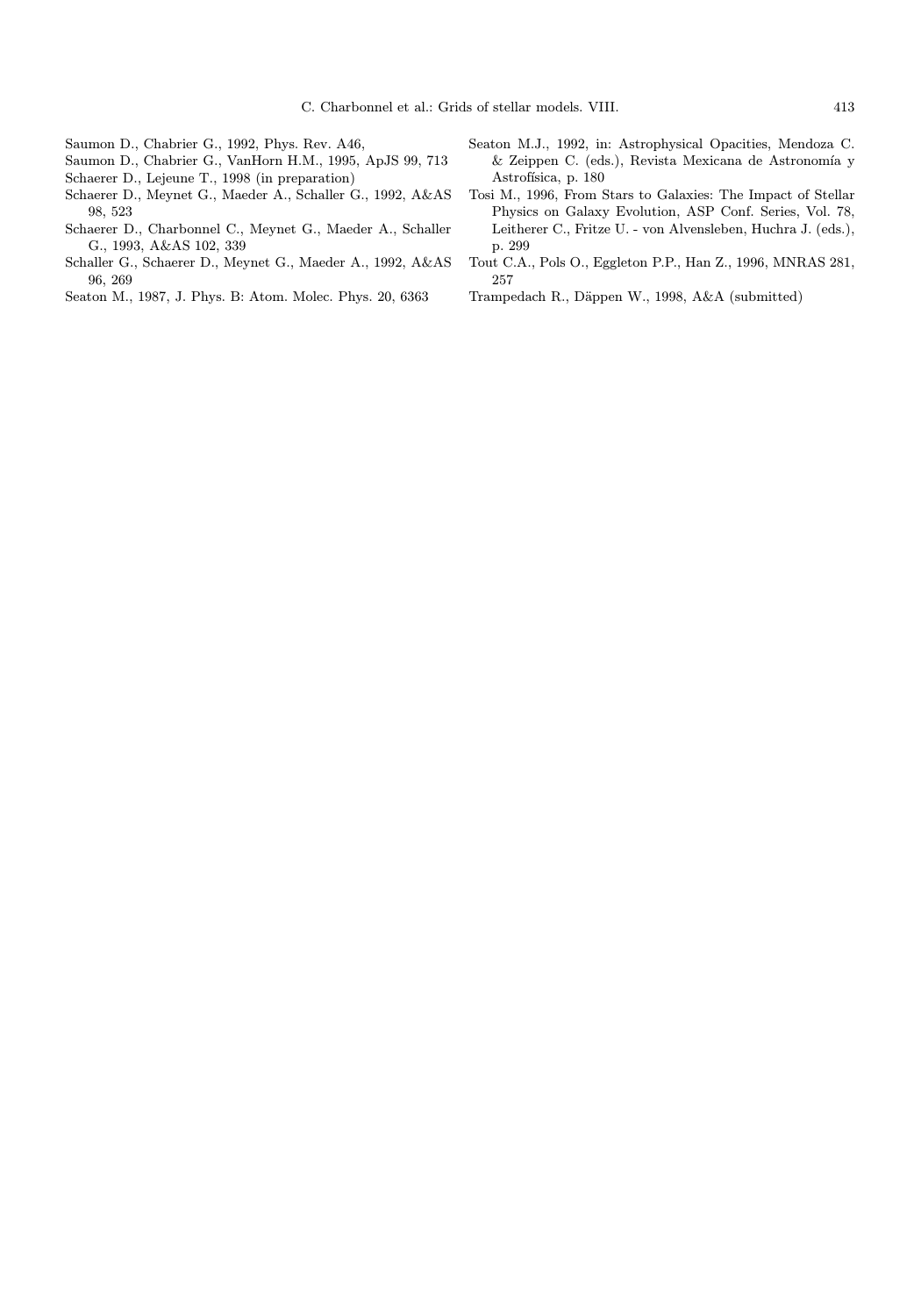Saumon D., Chabrier G., 1992, Phys. Rev. A46,

Saumon D., Chabrier G., VanHorn H.M., 1995, ApJS 99, 713

Schaerer D., Lejeune T., 1998 (in preparation)

Schaerer D., Meynet G., Maeder A., Schaller G., 1992, A&AS 98, 523

Schaerer D., Charbonnel C., Meynet G., Maeder A., Schaller G., 1993, A&AS 102, 339

Schaller G., Schaerer D., Meynet G., Maeder A., 1992, A&AS 96, 269

Seaton M., 1987, J. Phys. B: Atom. Molec. Phys. 20, 6363

Seaton M.J., 1992, in: Astrophysical Opacities, Mendoza C. & Zeippen C. (eds.), Revista Mexicana de Astronomía y Astrofísica, p. 180

Tosi M., 1996, From Stars to Galaxies: The Impact of Stellar Physics on Galaxy Evolution, ASP Conf. Series, Vol. 78, Leitherer C., Fritze U. - von Alvensleben, Huchra J. (eds.), p. 299

Tout C.A., Pols O., Eggleton P.P., Han Z., 1996, MNRAS 281, 257

Trampedach R., Däppen W., 1998, A&A (submitted)